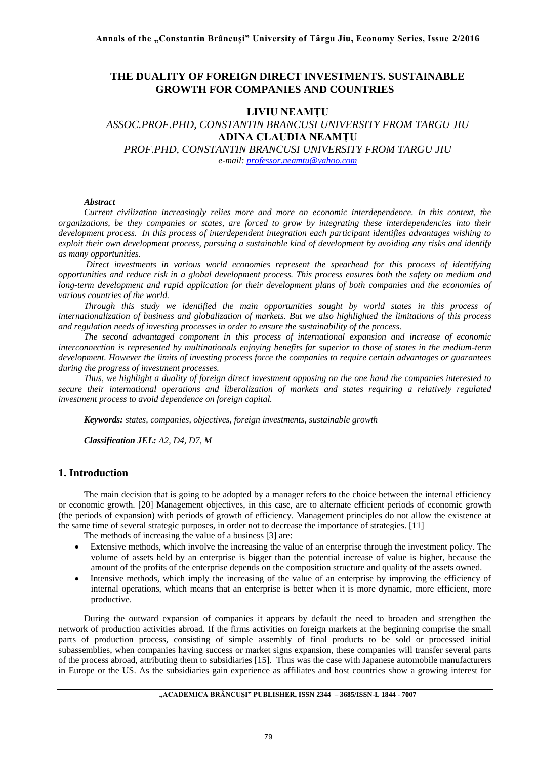# THE DUALITY OF FOREIGN DIRECT INVESTMENTS. SUSTAINABLE GROWTH FOR COMPANIES AND COUNTRIES

**LIVIU NEAMȚU**

*ASSOC.PROF.PHD, CONSTANTIN BRANCUSI UNIVERSITY FROM TARGU JIU*

**ADINA CLAUDIA NEAMȚU**

*PROF.PHD, CONSTANTIN BRANCUSI UNIVERSITY FROM TARGU JIU*

*e-mail: professor.neamtu@yahoo.com*

***Abstract***

*Current civilization increasingly relies more and more on economic interdependence. In this context, the organizations, be they companies or states, are forced to grow by integrating these interdependencies into their development process. In this process of interdependent integration each participant identifies advantages wishing to exploit their own development process, pursuing a sustainable kind of development by avoiding any risks and identify as many opportunities.*

*Direct investments in various world economies represent the spearhead for this process of identifying opportunities and reduce risk in a global development process. This process ensures both the safety on medium and long-term development and rapid application for their development plans of both companies and the economies of various countries of the world.*

*Through this study we identified the main opportunities sought by world states in this process of internationalization of business and globalization of markets. But we also highlighted the limitations of this process and regulation needs of investing processes in order to ensure the sustainability of the process.*

*The second advantaged component in this process of international expansion and increase of economic interconnection is represented by multinationals enjoying benefits far superior to those of states in the medium-term development. However the limits of investing process force the companies to require certain advantages or guarantees during the progress of investment processes.*

*Thus, we highlight a duality of foreign direct investment opposing on the one hand the companies interested to secure their international operations and liberalization of markets and states requiring a relatively regulated investment process to avoid dependence on foreign capital.*

***Keywords:*** *states, companies, objectives, foreign investments, sustainable growth*

***Classification JEL:*** *A2, D4, D7, M*

## 1. Introduction

The main decision that is going to be adopted by a manager refers to the choice between the internal efficiency or economic growth. [20] Management objectives, in this case, are to alternate efficient periods of economic growth (the periods of expansion) with periods of growth of efficiency. Management principles do not allow the existence at the same time of several strategic purposes, in order not to decrease the importance of strategies. [11]

The methods of increasing the value of a business [3] are:

- Extensive methods, which involve the increasing the value of an enterprise through the investment policy. The volume of assets held by an enterprise is bigger than the potential increase of value is higher, because the amount of the profits of the enterprise depends on the composition structure and quality of the assets owned.
- Intensive methods, which imply the increasing of the value of an enterprise by improving the efficiency of internal operations, which means that an enterprise is better when it is more dynamic, more efficient, more productive.

During the outward expansion of companies it appears by default the need to broaden and strengthen the network of production activities abroad. If the firms activities on foreign markets at the beginning comprise the small parts of production process, consisting of simple assembly of final products to be sold or processed initial subassemblies, when companies having success or market signs expansion, these companies will transfer several parts of the process abroad, attributing them to subsidiaries [15]. Thus was the case with Japanese automobile manufacturers in Europe or the US. As the subsidiaries gain experience as affiliates and host countries show a growing interest for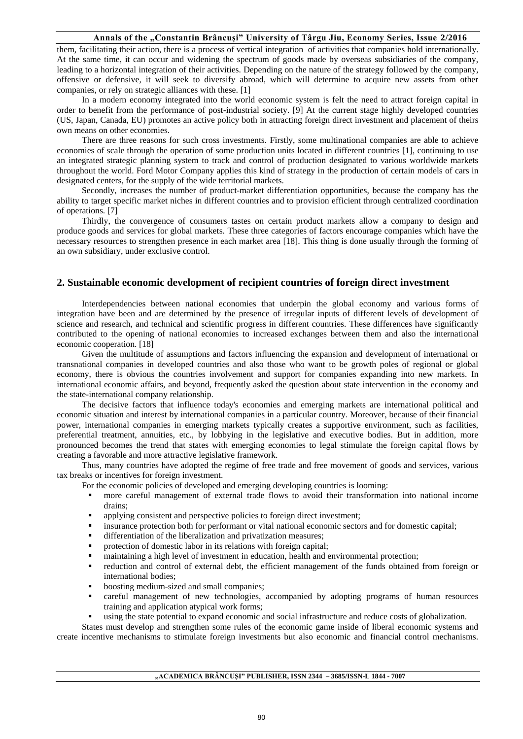them, facilitating their action, there is a process of vertical integration of activities that companies hold internationally. At the same time, it can occur and widening the spectrum of goods made by overseas subsidiaries of the company, leading to a horizontal integration of their activities. Depending on the nature of the strategy followed by the company, offensive or defensive, it will seek to diversify abroad, which will determine to acquire new assets from other companies, or rely on strategic alliances with these. [1]

In a modern economy integrated into the world economic system is felt the need to attract foreign capital in order to benefit from the performance of post-industrial society. [9] At the current stage highly developed countries (US, Japan, Canada, EU) promotes an active policy both in attracting foreign direct investment and placement of theirs own means on other economies.

There are three reasons for such cross investments. Firstly, some multinational companies are able to achieve economies of scale through the operation of some production units located in different countries [1], continuing to use an integrated strategic planning system to track and control of production designated to various worldwide markets throughout the world. Ford Motor Company applies this kind of strategy in the production of certain models of cars in designated centers, for the supply of the wide territorial markets.

Secondly, increases the number of product-market differentiation opportunities, because the company has the ability to target specific market niches in different countries and to provision efficient through centralized coordination of operations. [7]

Thirdly, the convergence of consumers tastes on certain product markets allow a company to design and produce goods and services for global markets. These three categories of factors encourage companies which have the necessary resources to strengthen presence in each market area [18]. This thing is done usually through the forming of an own subsidiary, under exclusive control.

## 2. Sustainable economic development of recipient countries of foreign direct investment

Interdependencies between national economies that underpin the global economy and various forms of integration have been and are determined by the presence of irregular inputs of different levels of development of science and research, and technical and scientific progress in different countries. These differences have significantly contributed to the opening of national economies to increased exchanges between them and also the international economic cooperation. [18]

Given the multitude of assumptions and factors influencing the expansion and development of international or transnational companies in developed countries and also those who want to be growth poles of regional or global economy, there is obvious the countries involvement and support for companies expanding into new markets. In international economic affairs, and beyond, frequently asked the question about state intervention in the economy and the state-international company relationship.

The decisive factors that influence today's economies and emerging markets are international political and economic situation and interest by international companies in a particular country. Moreover, because of their financial power, international companies in emerging markets typically creates a supportive environment, such as facilities, preferential treatment, annuities, etc., by lobbying in the legislative and executive bodies. But in addition, more pronounced becomes the trend that states with emerging economies to legal stimulate the foreign capital flows by creating a favorable and more attractive legislative framework.

Thus, many countries have adopted the regime of free trade and free movement of goods and services, various tax breaks or incentives for foreign investment.

For the economic policies of developed and emerging developing countries is looming:

- more careful management of external trade flows to avoid their transformation into national income drains;
- applying consistent and perspective policies to foreign direct investment;
- insurance protection both for performant or vital national economic sectors and for domestic capital;
- differentiation of the liberalization and privatization measures;
- protection of domestic labor in its relations with foreign capital;
- maintaining a high level of investment in education, health and environmental protection;
- reduction and control of external debt, the efficient management of the funds obtained from foreign or international bodies;
- boosting medium-sized and small companies;
- careful management of new technologies, accompanied by adopting programs of human resources training and application atypical work forms;
- using the state potential to expand economic and social infrastructure and reduce costs of globalization.

States must develop and strengthen some rules of the economic game inside of liberal economic systems and create incentive mechanisms to stimulate foreign investments but also economic and financial control mechanisms.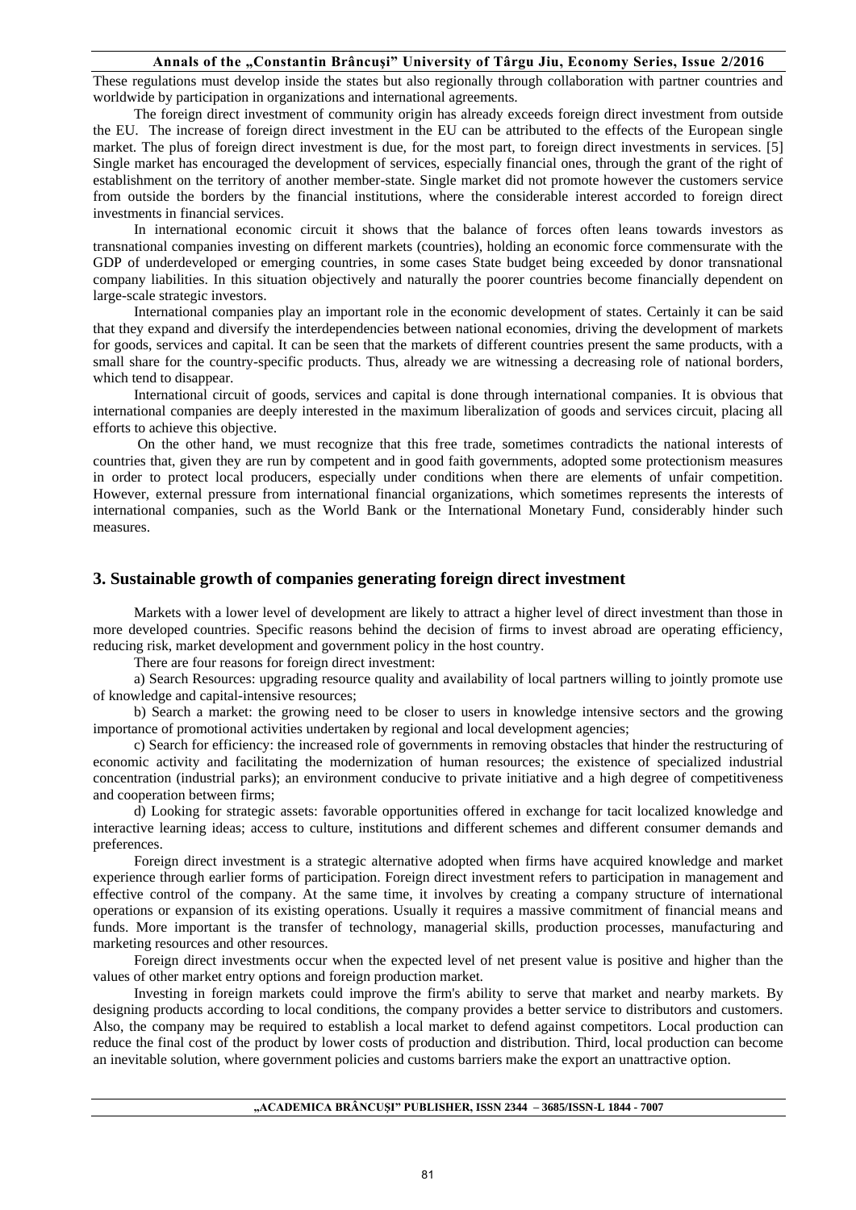These regulations must develop inside the states but also regionally through collaboration with partner countries and worldwide by participation in organizations and international agreements.

The foreign direct investment of community origin has already exceeds foreign direct investment from outside the EU. The increase of foreign direct investment in the EU can be attributed to the effects of the European single market. The plus of foreign direct investment is due, for the most part, to foreign direct investments in services. [5] Single market has encouraged the development of services, especially financial ones, through the grant of the right of establishment on the territory of another member-state. Single market did not promote however the customers service from outside the borders by the financial institutions, where the considerable interest accorded to foreign direct investments in financial services.

In international economic circuit it shows that the balance of forces often leans towards investors as transnational companies investing on different markets (countries), holding an economic force commensurate with the GDP of underdeveloped or emerging countries, in some cases State budget being exceeded by donor transnational company liabilities. In this situation objectively and naturally the poorer countries become financially dependent on large-scale strategic investors.

International companies play an important role in the economic development of states. Certainly it can be said that they expand and diversify the interdependencies between national economies, driving the development of markets for goods, services and capital. It can be seen that the markets of different countries present the same products, with a small share for the country-specific products. Thus, already we are witnessing a decreasing role of national borders, which tend to disappear.

International circuit of goods, services and capital is done through international companies. It is obvious that international companies are deeply interested in the maximum liberalization of goods and services circuit, placing all efforts to achieve this objective.

On the other hand, we must recognize that this free trade, sometimes contradicts the national interests of countries that, given they are run by competent and in good faith governments, adopted some protectionism measures in order to protect local producers, especially under conditions when there are elements of unfair competition. However, external pressure from international financial organizations, which sometimes represents the interests of international companies, such as the World Bank or the International Monetary Fund, considerably hinder such measures.

## 3. Sustainable growth of companies generating foreign direct investment

Markets with a lower level of development are likely to attract a higher level of direct investment than those in more developed countries. Specific reasons behind the decision of firms to invest abroad are operating efficiency, reducing risk, market development and government policy in the host country.

There are four reasons for foreign direct investment:

a) Search Resources: upgrading resource quality and availability of local partners willing to jointly promote use of knowledge and capital-intensive resources;

b) Search a market: the growing need to be closer to users in knowledge intensive sectors and the growing importance of promotional activities undertaken by regional and local development agencies;

c) Search for efficiency: the increased role of governments in removing obstacles that hinder the restructuring of economic activity and facilitating the modernization of human resources; the existence of specialized industrial concentration (industrial parks); an environment conducive to private initiative and a high degree of competitiveness and cooperation between firms;

d) Looking for strategic assets: favorable opportunities offered in exchange for tacit localized knowledge and interactive learning ideas; access to culture, institutions and different schemes and different consumer demands and preferences.

Foreign direct investment is a strategic alternative adopted when firms have acquired knowledge and market experience through earlier forms of participation. Foreign direct investment refers to participation in management and effective control of the company. At the same time, it involves by creating a company structure of international operations or expansion of its existing operations. Usually it requires a massive commitment of financial means and funds. More important is the transfer of technology, managerial skills, production processes, manufacturing and marketing resources and other resources.

Foreign direct investments occur when the expected level of net present value is positive and higher than the values of other market entry options and foreign production market.

Investing in foreign markets could improve the firm's ability to serve that market and nearby markets. By designing products according to local conditions, the company provides a better service to distributors and customers. Also, the company may be required to establish a local market to defend against competitors. Local production can reduce the final cost of the product by lower costs of production and distribution. Third, local production can become an inevitable solution, where government policies and customs barriers make the export an unattractive option.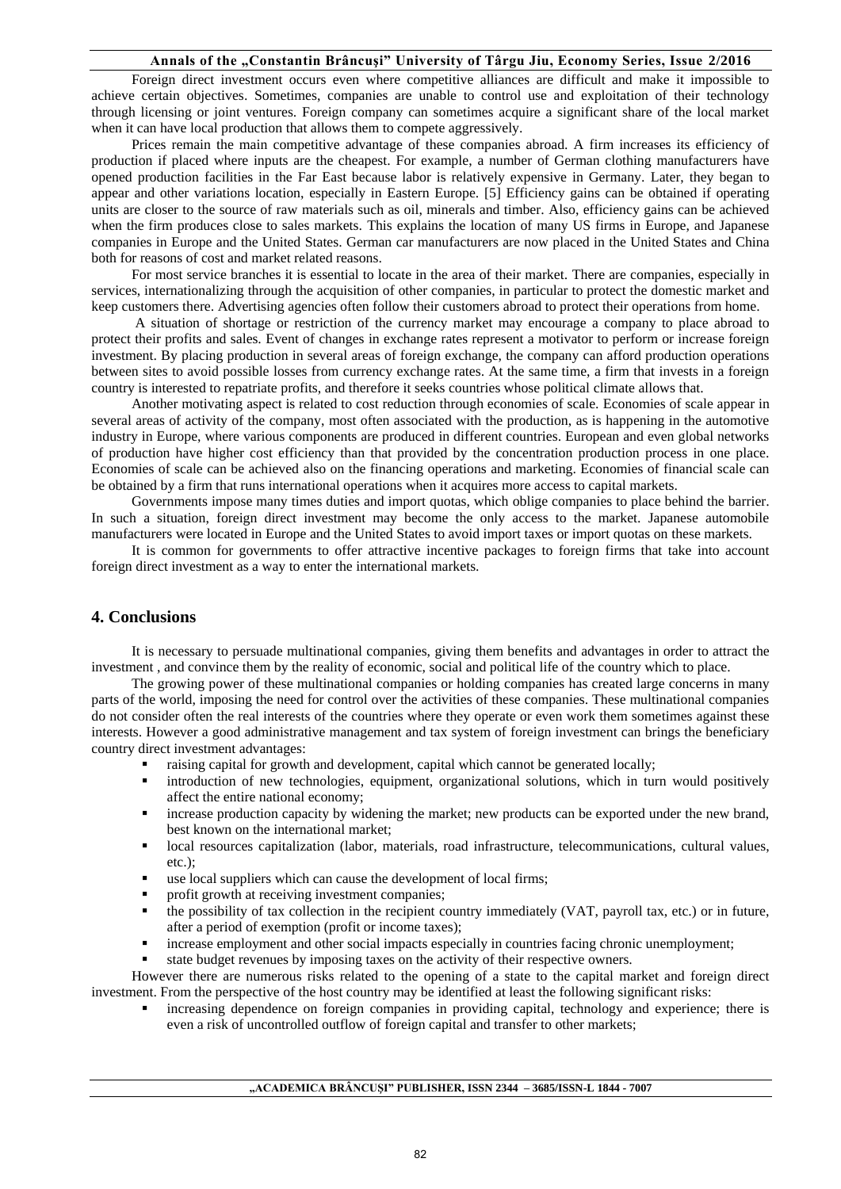Foreign direct investment occurs even where competitive alliances are difficult and make it impossible to achieve certain objectives. Sometimes, companies are unable to control use and exploitation of their technology through licensing or joint ventures. Foreign company can sometimes acquire a significant share of the local market when it can have local production that allows them to compete aggressively.

Prices remain the main competitive advantage of these companies abroad. A firm increases its efficiency of production if placed where inputs are the cheapest. For example, a number of German clothing manufacturers have opened production facilities in the Far East because labor is relatively expensive in Germany. Later, they began to appear and other variations location, especially in Eastern Europe. [5] Efficiency gains can be obtained if operating units are closer to the source of raw materials such as oil, minerals and timber. Also, efficiency gains can be achieved when the firm produces close to sales markets. This explains the location of many US firms in Europe, and Japanese companies in Europe and the United States. German car manufacturers are now placed in the United States and China both for reasons of cost and market related reasons.

For most service branches it is essential to locate in the area of their market. There are companies, especially in services, internationalizing through the acquisition of other companies, in particular to protect the domestic market and keep customers there. Advertising agencies often follow their customers abroad to protect their operations from home.

A situation of shortage or restriction of the currency market may encourage a company to place abroad to protect their profits and sales. Event of changes in exchange rates represent a motivator to perform or increase foreign investment. By placing production in several areas of foreign exchange, the company can afford production operations between sites to avoid possible losses from currency exchange rates. At the same time, a firm that invests in a foreign country is interested to repatriate profits, and therefore it seeks countries whose political climate allows that.

Another motivating aspect is related to cost reduction through economies of scale. Economies of scale appear in several areas of activity of the company, most often associated with the production, as is happening in the automotive industry in Europe, where various components are produced in different countries. European and even global networks of production have higher cost efficiency than that provided by the concentration production process in one place. Economies of scale can be achieved also on the financing operations and marketing. Economies of financial scale can be obtained by a firm that runs international operations when it acquires more access to capital markets.

Governments impose many times duties and import quotas, which oblige companies to place behind the barrier. In such a situation, foreign direct investment may become the only access to the market. Japanese automobile manufacturers were located in Europe and the United States to avoid import taxes or import quotas on these markets.

It is common for governments to offer attractive incentive packages to foreign firms that take into account foreign direct investment as a way to enter the international markets.

## 4. Conclusions

It is necessary to persuade multinational companies, giving them benefits and advantages in order to attract the investment , and convince them by the reality of economic, social and political life of the country which to place.

The growing power of these multinational companies or holding companies has created large concerns in many parts of the world, imposing the need for control over the activities of these companies. These multinational companies do not consider often the real interests of the countries where they operate or even work them sometimes against these interests. However a good administrative management and tax system of foreign investment can brings the beneficiary country direct investment advantages:

- raising capital for growth and development, capital which cannot be generated locally;
- introduction of new technologies, equipment, organizational solutions, which in turn would positively affect the entire national economy;
- increase production capacity by widening the market; new products can be exported under the new brand, best known on the international market;
- local resources capitalization (labor, materials, road infrastructure, telecommunications, cultural values, etc.);
- use local suppliers which can cause the development of local firms;
- profit growth at receiving investment companies;
- the possibility of tax collection in the recipient country immediately (VAT, payroll tax, etc.) or in future, after a period of exemption (profit or income taxes);
- increase employment and other social impacts especially in countries facing chronic unemployment;
- state budget revenues by imposing taxes on the activity of their respective owners.

However there are numerous risks related to the opening of a state to the capital market and foreign direct investment. From the perspective of the host country may be identified at least the following significant risks:

- increasing dependence on foreign companies in providing capital, technology and experience; there is even a risk of uncontrolled outflow of foreign capital and transfer to other markets;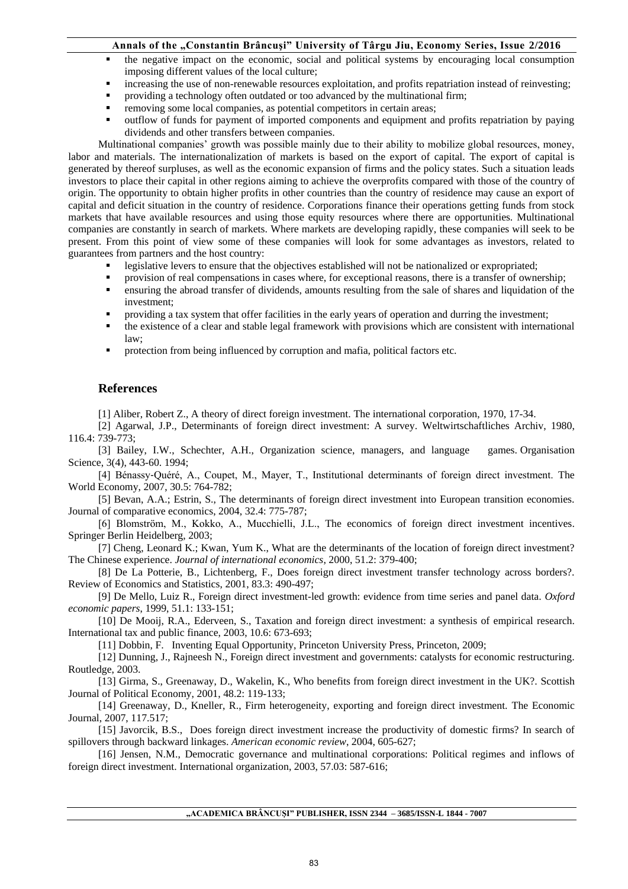- the negative impact on the economic, social and political systems by encouraging local consumption imposing different values of the local culture;
- increasing the use of non-renewable resources exploitation, and profits repatriation instead of reinvesting;
- providing a technology often outdated or too advanced by the multinational firm;
- removing some local companies, as potential competitors in certain areas;
- outflow of funds for payment of imported components and equipment and profits repatriation by paying dividends and other transfers between companies.

Multinational companies' growth was possible mainly due to their ability to mobilize global resources, money, labor and materials. The internationalization of markets is based on the export of capital. The export of capital is generated by thereof surpluses, as well as the economic expansion of firms and the policy states. Such a situation leads investors to place their capital in other regions aiming to achieve the overprofits compared with those of the country of origin. The opportunity to obtain higher profits in other countries than the country of residence may cause an export of capital and deficit situation in the country of residence. Corporations finance their operations getting funds from stock markets that have available resources and using those equity resources where there are opportunities. Multinational companies are constantly in search of markets. Where markets are developing rapidly, these companies will seek to be present. From this point of view some of these companies will look for some advantages as investors, related to guarantees from partners and the host country:

- legislative levers to ensure that the objectives established will not be nationalized or expropriated;
- provision of real compensations in cases where, for exceptional reasons, there is a transfer of ownership;
- ensuring the abroad transfer of dividends, amounts resulting from the sale of shares and liquidation of the investment;
- providing a tax system that offer facilities in the early years of operation and durring the investment;
- the existence of a clear and stable legal framework with provisions which are consistent with international law;
- protection from being influenced by corruption and mafia, political factors etc.

## References

[1] Aliber, Robert Z., A theory of direct foreign investment. The international corporation, 1970, 17-34.

[2] Agarwal, J.P., Determinants of foreign direct investment: A survey. Weltwirtschaftliches Archiv, 1980, 116.4: 739-773;

[3] Bailey, I.W., Schechter, A.H., Organization science, managers, and language games. Organisation Science, 3(4), 443-60. 1994;

[4] Bénassy‐Quéré, A., Coupet, M., Mayer, T., Institutional determinants of foreign direct investment. The World Economy, 2007, 30.5: 764-782;

[5] Bevan, A.A.; Estrin, S., The determinants of foreign direct investment into European transition economies. Journal of comparative economics, 2004, 32.4: 775-787;

[6] Blomström, M., Kokko, A., Mucchielli, J.L., The economics of foreign direct investment incentives. Springer Berlin Heidelberg, 2003;

[7] Cheng, Leonard K.; Kwan, Yum K., What are the determinants of the location of foreign direct investment? The Chinese experience. *Journal of international economics*, 2000, 51.2: 379-400;

[8] De La Potterie, B., Lichtenberg, F., Does foreign direct investment transfer technology across borders?. Review of Economics and Statistics, 2001, 83.3: 490-497;

[9] De Mello, Luiz R., Foreign direct investment-led growth: evidence from time series and panel data. *Oxford economic papers*, 1999, 51.1: 133-151;

[10] De Mooij, R.A., Ederveen, S., Taxation and foreign direct investment: a synthesis of empirical research. International tax and public finance, 2003, 10.6: 673-693;

[11] Dobbin, F. Inventing Equal Opportunity, Princeton University Press, Princeton, 2009;

[12] Dunning, J., Rajneesh N., Foreign direct investment and governments: catalysts for economic restructuring. Routledge, 2003.

[13] Girma, S., Greenaway, D., Wakelin, K., Who benefits from foreign direct investment in the UK?. Scottish Journal of Political Economy, 2001, 48.2: 119-133;

[14] Greenaway, D., Kneller, R., Firm heterogeneity, exporting and foreign direct investment. The Economic Journal, 2007, 117.517;

[15] Javorcik, B.S., Does foreign direct investment increase the productivity of domestic firms? In search of spillovers through backward linkages. *American economic review*, 2004, 605-627;

[16] Jensen, N.M., Democratic governance and multinational corporations: Political regimes and inflows of foreign direct investment. International organization, 2003, 57.03: 587-616;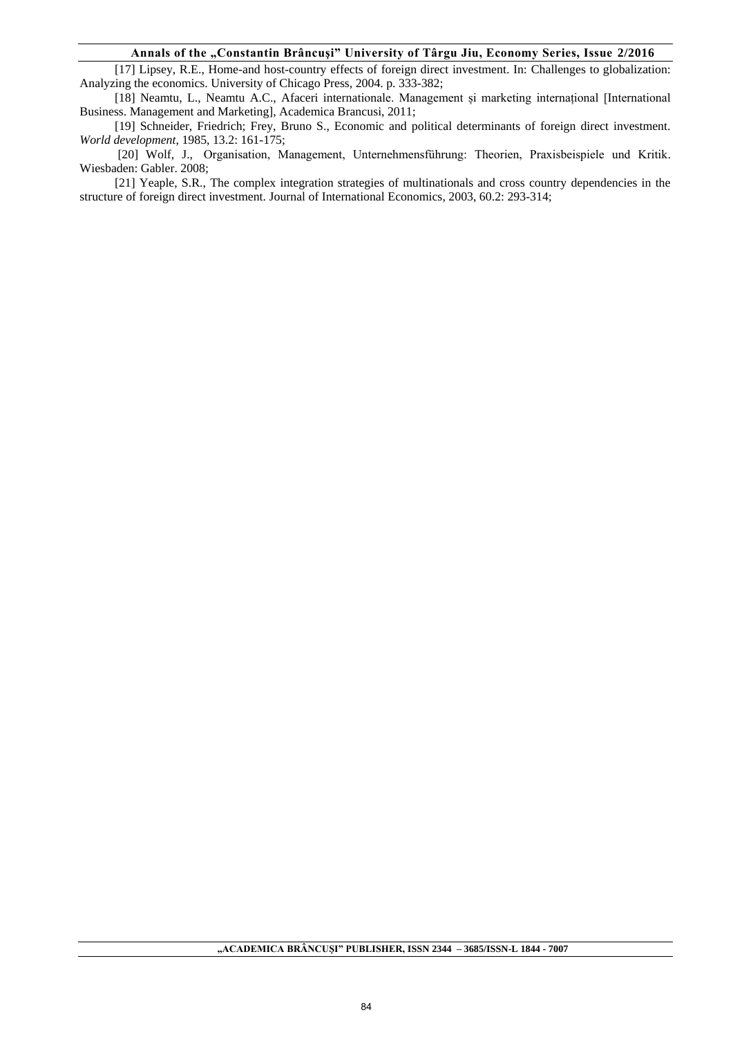[17] Lipsey, R.E., Home-and host-country effects of foreign direct investment. In: Challenges to globalization: Analyzing the economics. University of Chicago Press, 2004. p. 333-382;

[18] Neamtu, L., Neamtu A.C., Afaceri internationale. Management și marketing internațional [International Business. Management and Marketing], Academica Brancusi, 2011;

[19] Schneider, Friedrich; Frey, Bruno S., Economic and political determinants of foreign direct investment. *World development*, 1985, 13.2: 161-175;

[20] Wolf, J., Organisation, Management, Unternehmensführung: Theorien, Praxisbeispiele und Kritik. Wiesbaden: Gabler. 2008;

[21] Yeaple, S.R., The complex integration strategies of multinationals and cross country dependencies in the structure of foreign direct investment. Journal of International Economics, 2003, 60.2: 293-314;